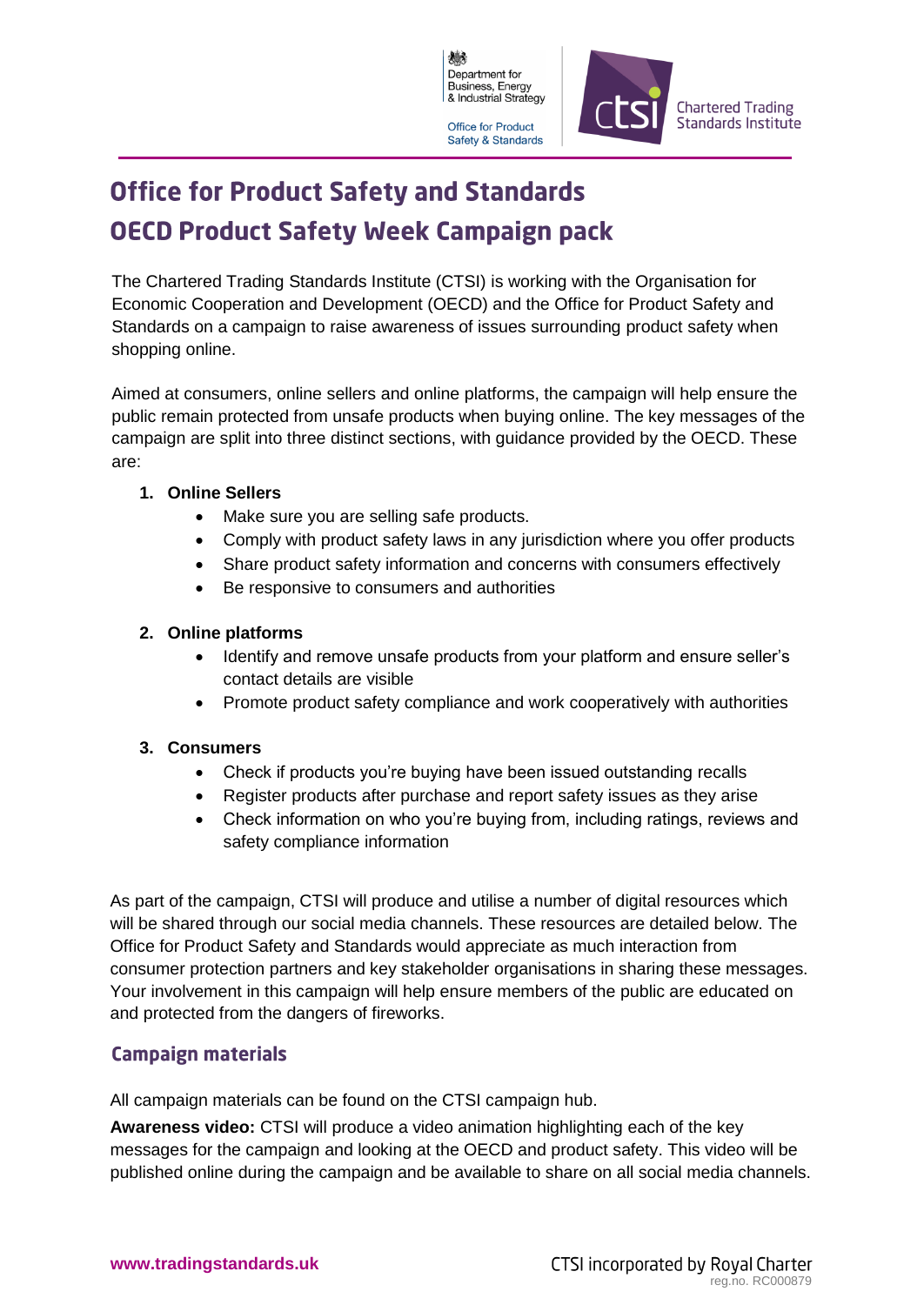# Office for Product Safety and Standards
# OECD Product Safety Week Campaign pack

The Chartered Trading Standards Institute (CTSI) is working with the Organisation for Economic Cooperation and Development (OECD) and the Office for Product Safety and Standards on a campaign to raise awareness of issues surrounding product safety when shopping online.

Aimed at consumers, online sellers and online platforms, the campaign will help ensure the public remain protected from unsafe products when buying online. The key messages of the campaign are split into three distinct sections, with guidance provided by the OECD. These are:

1. **Online Sellers**
   - Make sure you are selling safe products.
   - Comply with product safety laws in any jurisdiction where you offer products
   - Share product safety information and concerns with consumers effectively
   - Be responsive to consumers and authorities

2. **Online platforms**
   - Identify and remove unsafe products from your platform and ensure seller's contact details are visible
   - Promote product safety compliance and work cooperatively with authorities

3. **Consumers**
   - Check if products you're buying have been issued outstanding recalls
   - Register products after purchase and report safety issues as they arise
   - Check information on who you're buying from, including ratings, reviews and safety compliance information

As part of the campaign, CTSI will produce and utilise a number of digital resources which will be shared through our social media channels. These resources are detailed below. The Office for Product Safety and Standards would appreciate as much interaction from consumer protection partners and key stakeholder organisations in sharing these messages. Your involvement in this campaign will help ensure members of the public are educated on and protected from the dangers of fireworks.

## Campaign materials

All campaign materials can be found on the CTSI campaign hub.

**Awareness video:** CTSI will produce a video animation highlighting each of the key messages for the campaign and looking at the OECD and product safety. This video will be published online during the campaign and be available to share on all social media channels.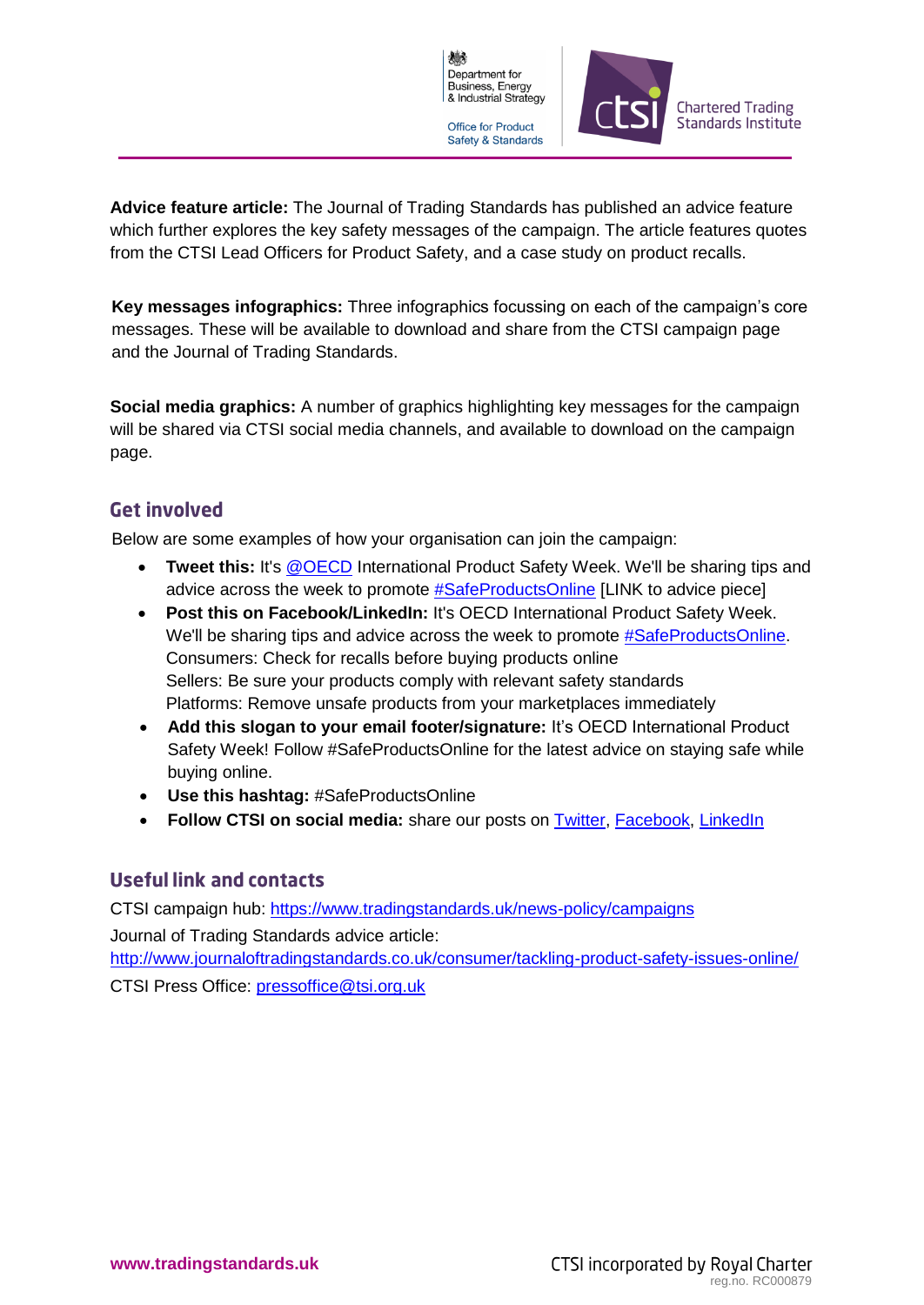**Advice feature article:** The Journal of Trading Standards has published an advice feature which further explores the key safety messages of the campaign. The article features quotes from the CTSI Lead Officers for Product Safety, and a case study on product recalls.

**Key messages infographics:** Three infographics focussing on each of the campaign's core messages. These will be available to download and share from the CTSI campaign page and the Journal of Trading Standards.

**Social media graphics:** A number of graphics highlighting key messages for the campaign will be shared via CTSI social media channels, and available to download on the campaign page.

## Get involved

Below are some examples of how your organisation can join the campaign:

- **Tweet this:** It's @OECD International Product Safety Week. We'll be sharing tips and advice across the week to promote #SafeProductsOnline [LINK to advice piece]
- **Post this on Facebook/LinkedIn:** It's OECD International Product Safety Week. We'll be sharing tips and advice across the week to promote #SafeProductsOnline.
  Consumers: Check for recalls before buying products online
  Sellers: Be sure your products comply with relevant safety standards
  Platforms: Remove unsafe products from your marketplaces immediately
- **Add this slogan to your email footer/signature:** It's OECD International Product Safety Week! Follow #SafeProductsOnline for the latest advice on staying safe while buying online.
- **Use this hashtag:** #SafeProductsOnline
- **Follow CTSI on social media:** share our posts on Twitter, Facebook, LinkedIn

## Useful link and contacts

CTSI campaign hub: https://www.tradingstandards.uk/news-policy/campaigns

Journal of Trading Standards advice article: http://www.journaloftradingstandards.co.uk/consumer/tackling-product-safety-issues-online/

CTSI Press Office: pressoffice@tsi.org.uk